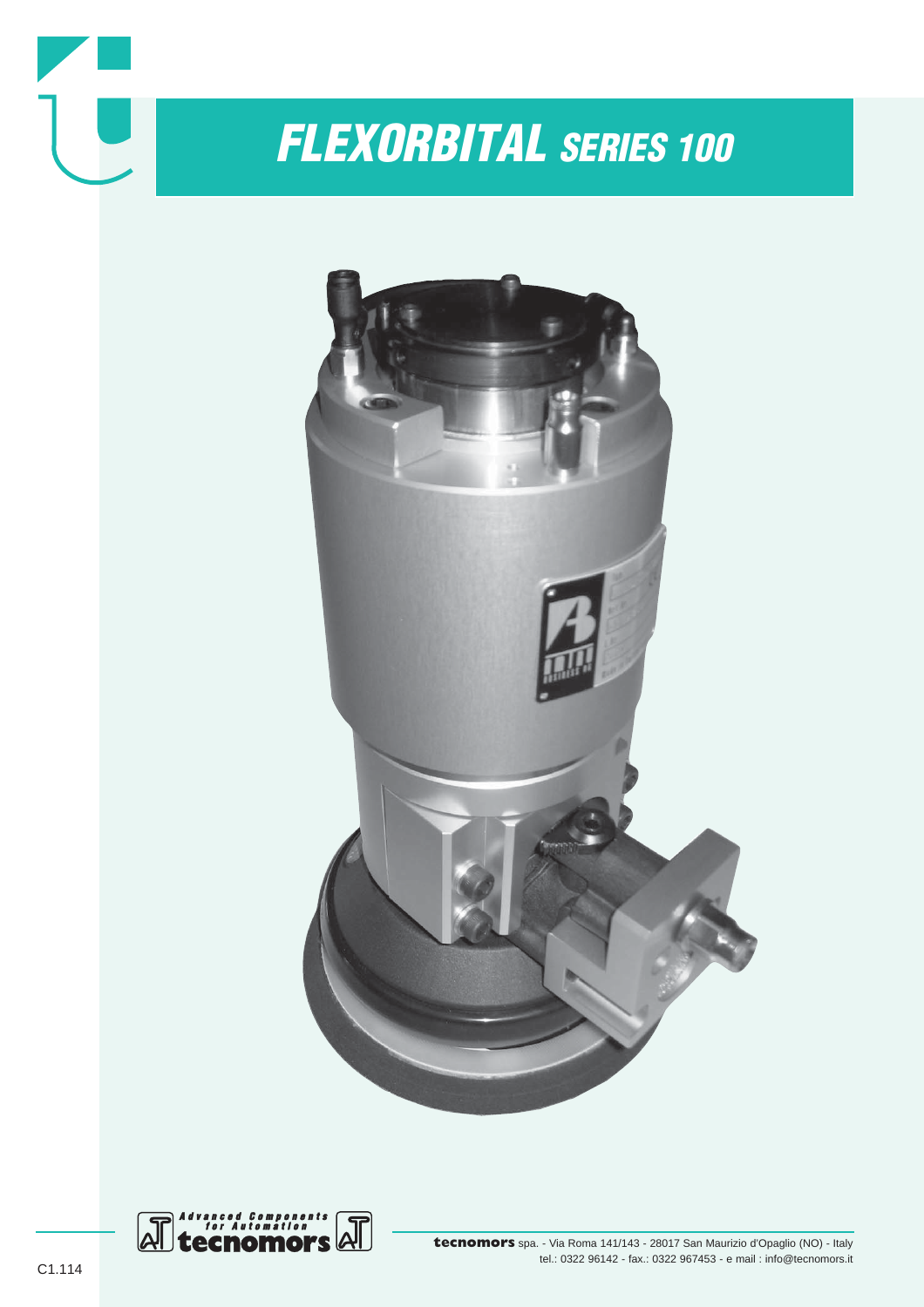# FLEXORBITAL SERIES 100

Advanced Components for Automation

**tecnomors**

**tecnomors** spa. - Via Roma 141/143 - 28017 San Maurizio d'Opaglio (NO) - Italy
tel.: 0322 96142 - fax.: 0322 967453 - e mail : info@tecnomors.it

C1.114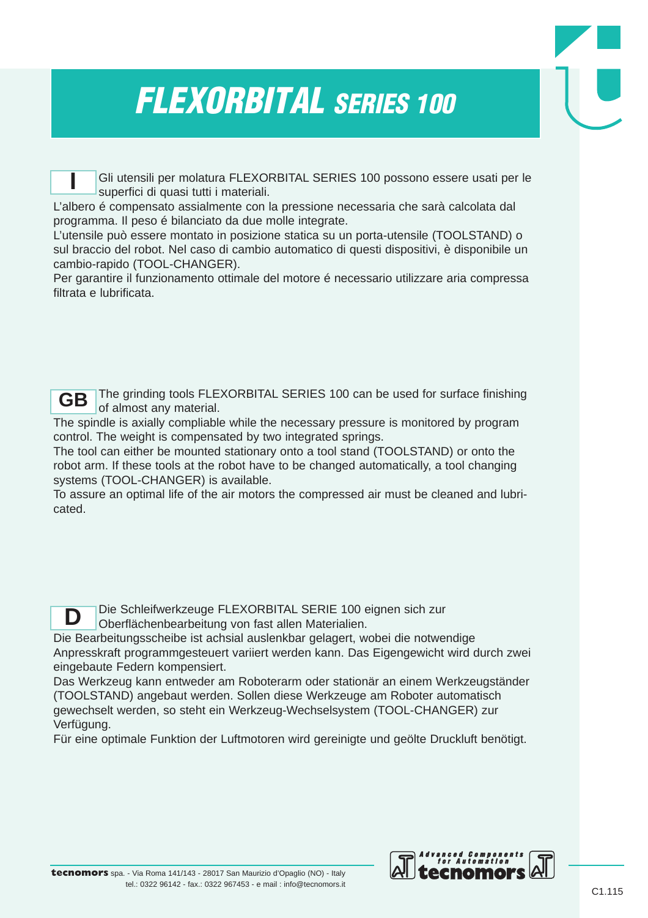# *FLEXORBITAL SERIES 100*

**I** Gli utensili per molatura FLEXORBITAL SERIES 100 possono essere usati per le superfici di quasi tutti i materiali.
L'albero é compensato assialmente con la pressione necessaria che sarà calcolata dal programma. Il peso é bilanciato da due molle integrate.
L'utensile può essere montato in posizione statica su un porta-utensile (TOOLSTAND) o sul braccio del robot. Nel caso di cambio automatico di questi dispositivi, è disponibile un cambio-rapido (TOOL-CHANGER).
Per garantire il funzionamento ottimale del motore é necessario utilizzare aria compressa filtrata e lubrificata.

**GB** The grinding tools FLEXORBITAL SERIES 100 can be used for surface finishing of almost any material.
The spindle is axially compliable while the necessary pressure is monitored by program control. The weight is compensated by two integrated springs.
The tool can either be mounted stationary onto a tool stand (TOOLSTAND) or onto the robot arm. If these tools at the robot have to be changed automatically, a tool changing systems (TOOL-CHANGER) is available.
To assure an optimal life of the air motors the compressed air must be cleaned and lubricated.

**D** Die Schleifwerkzeuge FLEXORBITAL SERIE 100 eignen sich zur Oberflächenbearbeitung von fast allen Materialien.
Die Bearbeitungsscheibe ist achsial auslenkbar gelagert, wobei die notwendige Anpresskraft programmgesteuert variiert werden kann. Das Eigengewicht wird durch zwei eingebaute Federn kompensiert.
Das Werkzeug kann entweder am Roboterarm oder stationär an einem Werkzeugständer (TOOLSTAND) angebaut werden. Sollen diese Werkzeuge am Roboter automatisch gewechselt werden, so steht ein Werkzeug-Wechselsystem (TOOL-CHANGER) zur Verfügung.
Für eine optimale Funktion der Luftmotoren wird gereinigte und geölte Druckluft benötigt.

**tecnomors** spa. - Via Roma 141/143 - 28017 San Maurizio d'Opaglio (NO) - Italy
tel.: 0322 96142 - fax.: 0322 967453 - e mail : info@tecnomors.it

Advanced Components for Automation tecnomors

C1.115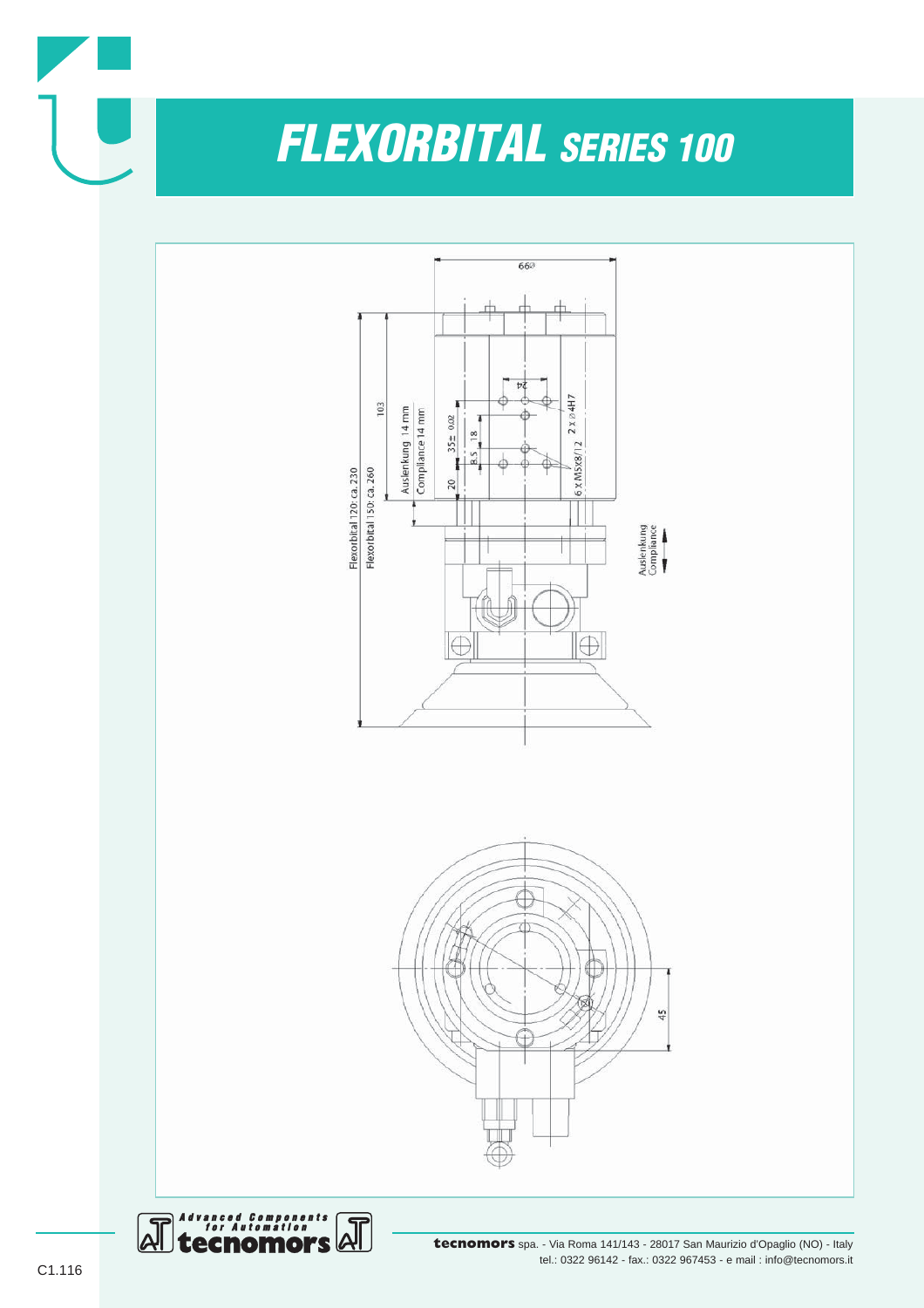# FLEXORBITAL SERIES 100

66∅

103

Auslenkung 14 mm
Compliance 14 mm

Flexorbital 120: ca. 230
Flexorbital 150: ca. 260

24

35± 0.02

18

8.5

20

2 x ∅4H7

6 x M5x8/12

Auslenkung
Compliance

45

**tecnomors** spa. - Via Roma 141/143 - 28017 San Maurizio d'Opaglio (NO) - Italy
tel.: 0322 96142 - fax.: 0322 967453 - e mail : info@tecnomors.it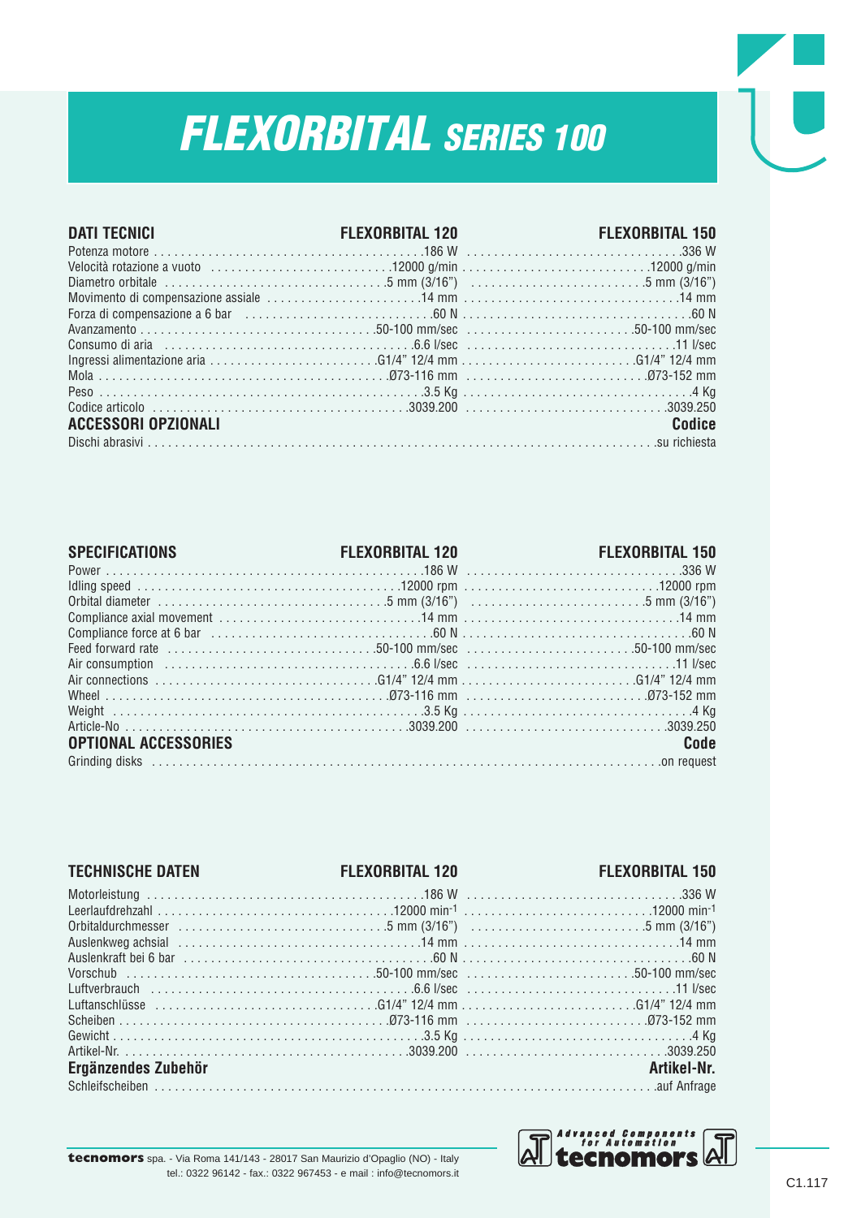# FLEXORBITAL SERIES 100

| DATI TECNICI | FLEXORBITAL 120 | FLEXORBITAL 150 |
|---|---|---|
| Potenza motore | 186 W | 336 W |
| Velocità rotazione a vuoto | 12000 g/min | 12000 g/min |
| Diametro orbitale | 5 mm (3/16") | 5 mm (3/16") |
| Movimento di compensazione assiale | 14 mm | 14 mm |
| Forza di compensazione a 6 bar | 60 N | 60 N |
| Avanzamento | 50-100 mm/sec | 50-100 mm/sec |
| Consumo di aria | 6.6 l/sec | 11 l/sec |
| Ingressi alimentazione aria | G1/4" 12/4 mm | G1/4" 12/4 mm |
| Mola | Ø73-116 mm | Ø73-152 mm |
| Peso | 3.5 Kg | 4 Kg |
| Codice articolo | 3039.200 | 3039.250 |

| ACCESSORI OPZIONALI | Codice |
|---|---|
| Dischi abrasivi | su richiesta |

| SPECIFICATIONS | FLEXORBITAL 120 | FLEXORBITAL 150 |
|---|---|---|
| Power | 186 W | 336 W |
| Idling speed | 12000 rpm | 12000 rpm |
| Orbital diameter | 5 mm (3/16") | 5 mm (3/16") |
| Compliance axial movement | 14 mm | 14 mm |
| Compliance force at 6 bar | 60 N | 60 N |
| Feed forward rate | 50-100 mm/sec | 50-100 mm/sec |
| Air consumption | 6.6 l/sec | 11 l/sec |
| Air connections | G1/4" 12/4 mm | G1/4" 12/4 mm |
| Wheel | Ø73-116 mm | Ø73-152 mm |
| Weight | 3.5 Kg | 4 Kg |
| Article-No | 3039.200 | 3039.250 |

| OPTIONAL ACCESSORIES | Code |
|---|---|
| Grinding disks | on request |

| TECHNISCHE DATEN | FLEXORBITAL 120 | FLEXORBITAL 150 |
|---|---|---|
| Motorleistung | 186 W | 336 W |
| Leerlaufdrehzahl | 12000 $min^{-1}$ | 12000 $min^{-1}$ |
| Orbitaldurchmesser | 5 mm (3/16") | 5 mm (3/16") |
| Auslenkweg achsial | 14 mm | 14 mm |
| Auslenkraft bei 6 bar | 60 N | 60 N |
| Vorschub | 50-100 mm/sec | 50-100 mm/sec |
| Luftverbrauch | 6.6 l/sec | 11 l/sec |
| Luftanschlüsse | G1/4" 12/4 mm | G1/4" 12/4 mm |
| Scheiben | Ø73-116 mm | Ø73-152 mm |
| Gewicht | 3.5 Kg | 4 Kg |
| Artikel-Nr. | 3039.200 | 3039.250 |

| Ergänzendes Zubehör | Artikel-Nr. |
|---|---|
| Schleifscheiben | auf Anfrage |

**tecnomors** spa. - Via Roma 141/143 - 28017 San Maurizio d'Opaglio (NO) - Italy
tel.: 0322 96142 - fax.: 0322 967453 - e mail : info@tecnomors.it

Advanced Components for Automation
tecnomors